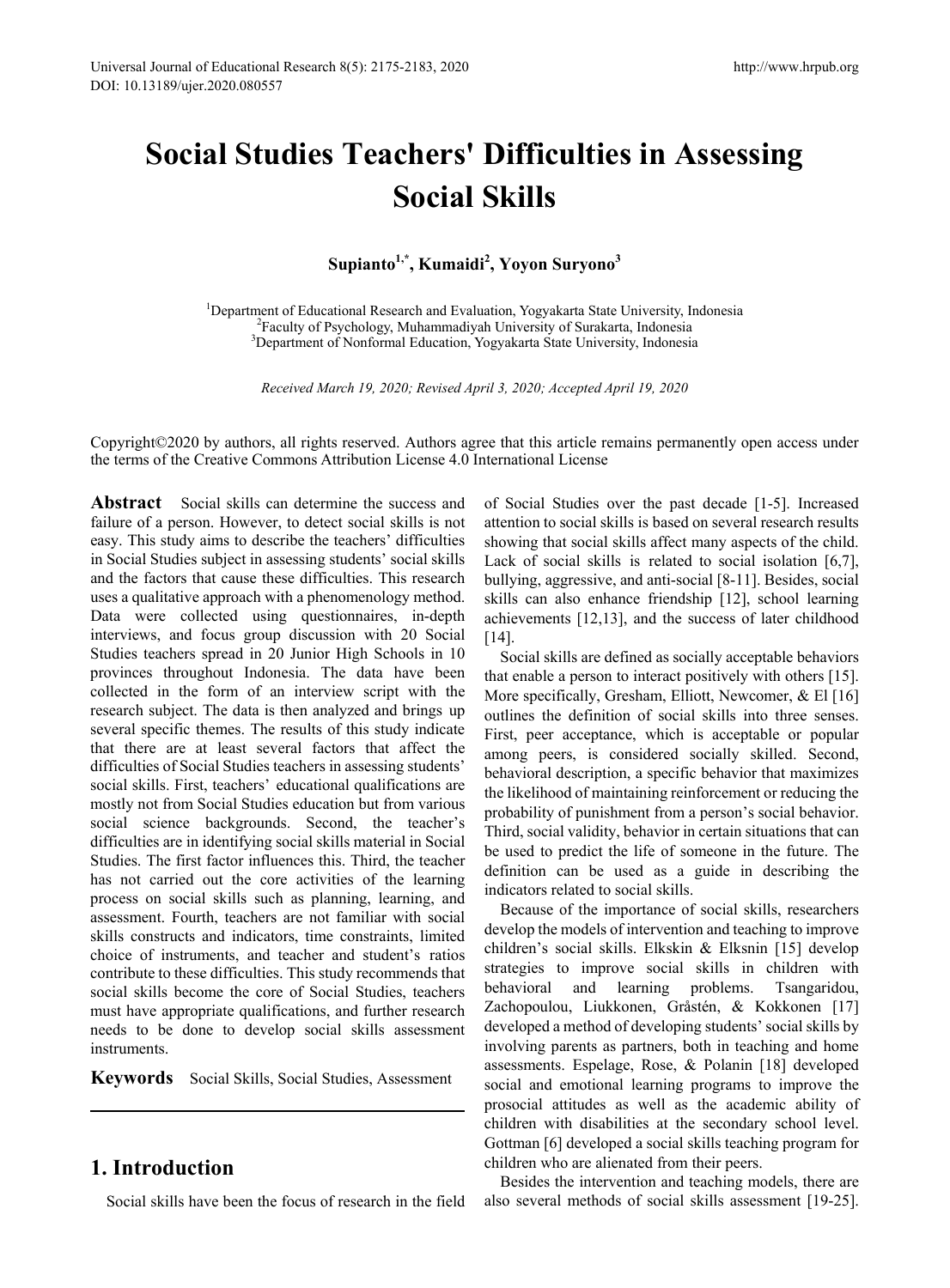# Social Studies Teachers' Difficulties in Assessing Social Skills

**Supianto[1,*], Kumaidi[2], Yoyon Suryono[3]**

[1]Department of Educational Research and Evaluation, Yogyakarta State University, Indonesia
[2]Faculty of Psychology, Muhammadiyah University of Surakarta, Indonesia
[3]Department of Nonformal Education, Yogyakarta State University, Indonesia

*Received March 19, 2020; Revised April 3, 2020; Accepted April 19, 2020*

Copyright©2020 by authors, all rights reserved. Authors agree that this article remains permanently open access under the terms of the Creative Commons Attribution License 4.0 International License

**Abstract** Social skills can determine the success and failure of a person. However, to detect social skills is not easy. This study aims to describe the teachers' difficulties in Social Studies subject in assessing students' social skills and the factors that cause these difficulties. This research uses a qualitative approach with a phenomenology method. Data were collected using questionnaires, in-depth interviews, and focus group discussion with 20 Social Studies teachers spread in 20 Junior High Schools in 10 provinces throughout Indonesia. The data have been collected in the form of an interview script with the research subject. The data is then analyzed and brings up several specific themes. The results of this study indicate that there are at least several factors that affect the difficulties of Social Studies teachers in assessing students' social skills. First, teachers' educational qualifications are mostly not from Social Studies education but from various social science backgrounds. Second, the teacher's difficulties are in identifying social skills material in Social Studies. The first factor influences this. Third, the teacher has not carried out the core activities of the learning process on social skills such as planning, learning, and assessment. Fourth, teachers are not familiar with social skills constructs and indicators, time constraints, limited choice of instruments, and teacher and student's ratios contribute to these difficulties. This study recommends that social skills become the core of Social Studies, teachers must have appropriate qualifications, and further research needs to be done to develop social skills assessment instruments.

**Keywords** Social Skills, Social Studies, Assessment

## 1. Introduction

Social skills have been the focus of research in the field of Social Studies over the past decade [1-5]. Increased attention to social skills is based on several research results showing that social skills affect many aspects of the child. Lack of social skills is related to social isolation [6,7], bullying, aggressive, and anti-social [8-11]. Besides, social skills can also enhance friendship [12], school learning achievements [12,13], and the success of later childhood [14].

Social skills are defined as socially acceptable behaviors that enable a person to interact positively with others [15]. More specifically, Gresham, Elliott, Newcomer, & El [16] outlines the definition of social skills into three senses. First, peer acceptance, which is acceptable or popular among peers, is considered socially skilled. Second, behavioral description, a specific behavior that maximizes the likelihood of maintaining reinforcement or reducing the probability of punishment from a person's social behavior. Third, social validity, behavior in certain situations that can be used to predict the life of someone in the future. The definition can be used as a guide in describing the indicators related to social skills.

Because of the importance of social skills, researchers develop the models of intervention and teaching to improve children's social skills. Elkskin & Elksnin [15] develop strategies to improve social skills in children with behavioral and learning problems. Tsangaridou, Zachopoulou, Liukkonen, Gråstén, & Kokkonen [17] developed a method of developing students' social skills by involving parents as partners, both in teaching and home assessments. Espelage, Rose, & Polanin [18] developed social and emotional learning programs to improve the prosocial attitudes as well as the academic ability of children with disabilities at the secondary school level. Gottman [6] developed a social skills teaching program for children who are alienated from their peers.

Besides the intervention and teaching models, there are also several methods of social skills assessment [19-25].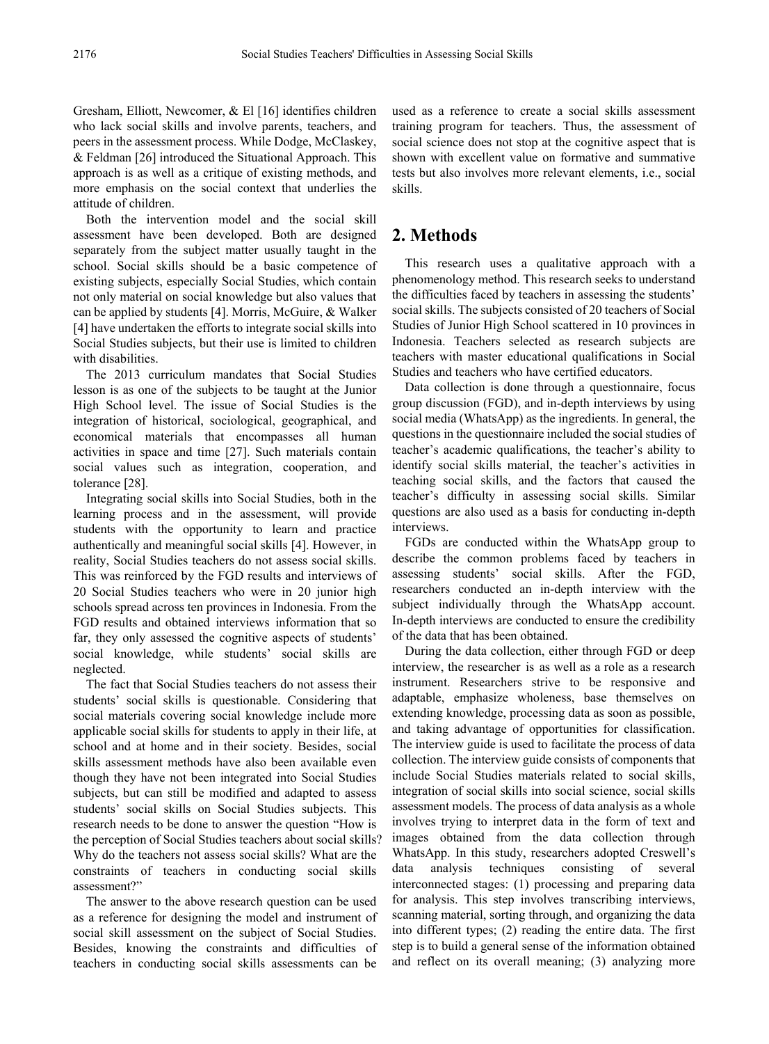Gresham, Elliott, Newcomer, & El [16] identifies children who lack social skills and involve parents, teachers, and peers in the assessment process. While Dodge, McClaskey, & Feldman [26] introduced the Situational Approach. This approach is as well as a critique of existing methods, and more emphasis on the social context that underlies the attitude of children.

Both the intervention model and the social skill assessment have been developed. Both are designed separately from the subject matter usually taught in the school. Social skills should be a basic competence of existing subjects, especially Social Studies, which contain not only material on social knowledge but also values that can be applied by students [4]. Morris, McGuire, & Walker [4] have undertaken the efforts to integrate social skills into Social Studies subjects, but their use is limited to children with disabilities.

The 2013 curriculum mandates that Social Studies lesson is as one of the subjects to be taught at the Junior High School level. The issue of Social Studies is the integration of historical, sociological, geographical, and economical materials that encompasses all human activities in space and time [27]. Such materials contain social values such as integration, cooperation, and tolerance [28].

Integrating social skills into Social Studies, both in the learning process and in the assessment, will provide students with the opportunity to learn and practice authentically and meaningful social skills [4]. However, in reality, Social Studies teachers do not assess social skills. This was reinforced by the FGD results and interviews of 20 Social Studies teachers who were in 20 junior high schools spread across ten provinces in Indonesia. From the FGD results and obtained interviews information that so far, they only assessed the cognitive aspects of students' social knowledge, while students' social skills are neglected.

The fact that Social Studies teachers do not assess their students' social skills is questionable. Considering that social materials covering social knowledge include more applicable social skills for students to apply in their life, at school and at home and in their society. Besides, social skills assessment methods have also been available even though they have not been integrated into Social Studies subjects, but can still be modified and adapted to assess students' social skills on Social Studies subjects. This research needs to be done to answer the question "How is the perception of Social Studies teachers about social skills? Why do the teachers not assess social skills? What are the constraints of teachers in conducting social skills assessment?"

The answer to the above research question can be used as a reference for designing the model and instrument of social skill assessment on the subject of Social Studies. Besides, knowing the constraints and difficulties of teachers in conducting social skills assessments can be used as a reference to create a social skills assessment training program for teachers. Thus, the assessment of social science does not stop at the cognitive aspect that is shown with excellent value on formative and summative tests but also involves more relevant elements, i.e., social skills.

## 2. Methods

This research uses a qualitative approach with a phenomenology method. This research seeks to understand the difficulties faced by teachers in assessing the students' social skills. The subjects consisted of 20 teachers of Social Studies of Junior High School scattered in 10 provinces in Indonesia. Teachers selected as research subjects are teachers with master educational qualifications in Social Studies and teachers who have certified educators.

Data collection is done through a questionnaire, focus group discussion (FGD), and in-depth interviews by using social media (WhatsApp) as the ingredients. In general, the questions in the questionnaire included the social studies of teacher's academic qualifications, the teacher's ability to identify social skills material, the teacher's activities in teaching social skills, and the factors that caused the teacher's difficulty in assessing social skills. Similar questions are also used as a basis for conducting in-depth interviews.

FGDs are conducted within the WhatsApp group to describe the common problems faced by teachers in assessing students' social skills. After the FGD, researchers conducted an in-depth interview with the subject individually through the WhatsApp account. In-depth interviews are conducted to ensure the credibility of the data that has been obtained.

During the data collection, either through FGD or deep interview, the researcher is as well as a role as a research instrument. Researchers strive to be responsive and adaptable, emphasize wholeness, base themselves on extending knowledge, processing data as soon as possible, and taking advantage of opportunities for classification. The interview guide is used to facilitate the process of data collection. The interview guide consists of components that include Social Studies materials related to social skills, integration of social skills into social science, social skills assessment models. The process of data analysis as a whole involves trying to interpret data in the form of text and images obtained from the data collection through WhatsApp. In this study, researchers adopted Creswell's data analysis techniques consisting of several interconnected stages: (1) processing and preparing data for analysis. This step involves transcribing interviews, scanning material, sorting through, and organizing the data into different types; (2) reading the entire data. The first step is to build a general sense of the information obtained and reflect on its overall meaning; (3) analyzing more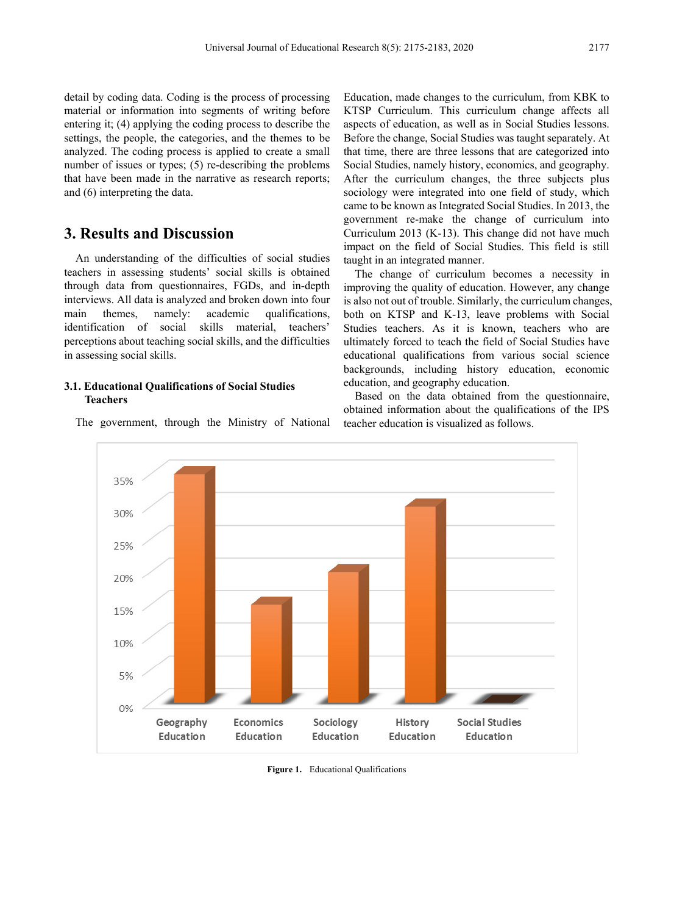detail by coding data. Coding is the process of processing material or information into segments of writing before entering it; (4) applying the coding process to describe the settings, the people, the categories, and the themes to be analyzed. The coding process is applied to create a small number of issues or types; (5) re-describing the problems that have been made in the narrative as research reports; and (6) interpreting the data.

## 3. Results and Discussion

An understanding of the difficulties of social studies teachers in assessing students' social skills is obtained through data from questionnaires, FGDs, and in-depth interviews. All data is analyzed and broken down into four main themes, namely: academic qualifications, identification of social skills material, teachers' perceptions about teaching social skills, and the difficulties in assessing social skills.

### 3.1. Educational Qualifications of Social Studies Teachers

The government, through the Ministry of National Education, made changes to the curriculum, from KBK to KTSP Curriculum. This curriculum change affects all aspects of education, as well as in Social Studies lessons. Before the change, Social Studies was taught separately. At that time, there are three lessons that are categorized into Social Studies, namely history, economics, and geography. After the curriculum changes, the three subjects plus sociology were integrated into one field of study, which came to be known as Integrated Social Studies. In 2013, the government re-make the change of curriculum into Curriculum 2013 (K-13). This change did not have much impact on the field of Social Studies. This field is still taught in an integrated manner.

The change of curriculum becomes a necessity in improving the quality of education. However, any change is also not out of trouble. Similarly, the curriculum changes, both on KTSP and K-13, leave problems with Social Studies teachers. As it is known, teachers who are ultimately forced to teach the field of Social Studies have educational qualifications from various social science backgrounds, including history education, economic education, and geography education.

Based on the data obtained from the questionnaire, obtained information about the qualifications of the IPS teacher education is visualized as follows.

| Educational Qualification | Percentage |
|---|---|
| Geography Education | 35% |
| Economics Education | 15% |
| Sociology Education | 20% |
| History Education | 30% |
| Social Studies Education | 0% |

**Figure 1.** Educational Qualifications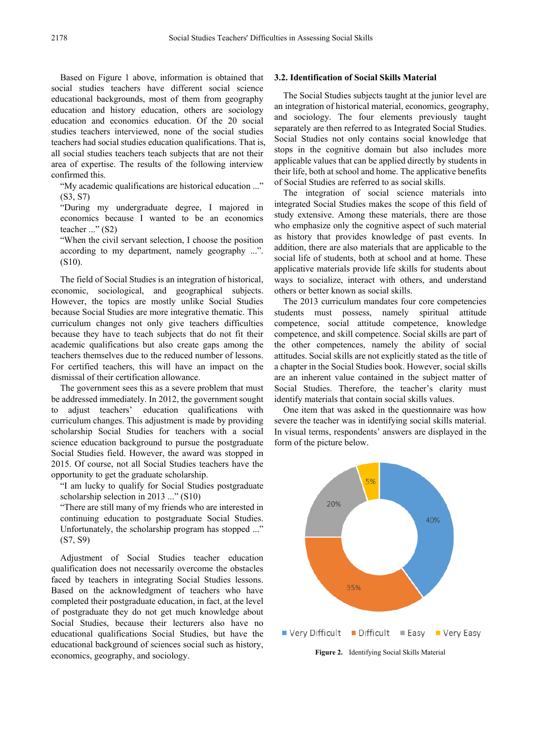Based on Figure 1 above, information is obtained that social studies teachers have different social science educational backgrounds, most of them from geography education and history education, others are sociology education and economics education. Of the 20 social studies teachers interviewed, none of the social studies teachers had social studies education qualifications. That is, all social studies teachers teach subjects that are not their area of expertise. The results of the following interview confirmed this.

> "My academic qualifications are historical education ..." (S3, S7)
>
> "During my undergraduate degree, I majored in economics because I wanted to be an economics teacher ..." (S2)
>
> "When the civil servant selection, I choose the position according to my department, namely geography ...". (S10).

The field of Social Studies is an integration of historical, economic, sociological, and geographical subjects. However, the topics are mostly unlike Social Studies because Social Studies are more integrative thematic. This curriculum changes not only give teachers difficulties because they have to teach subjects that do not fit their academic qualifications but also create gaps among the teachers themselves due to the reduced number of lessons. For certified teachers, this will have an impact on the dismissal of their certification allowance.

The government sees this as a severe problem that must be addressed immediately. In 2012, the government sought to adjust teachers' education qualifications with curriculum changes. This adjustment is made by providing scholarship Social Studies for teachers with a social science education background to pursue the postgraduate Social Studies field. However, the award was stopped in 2015. Of course, not all Social Studies teachers have the opportunity to get the graduate scholarship.

> "I am lucky to qualify for Social Studies postgraduate scholarship selection in 2013 ..." (S10)
>
> "There are still many of my friends who are interested in continuing education to postgraduate Social Studies. Unfortunately, the scholarship program has stopped ..." (S7, S9)

Adjustment of Social Studies teacher education qualification does not necessarily overcome the obstacles faced by teachers in integrating Social Studies lessons. Based on the acknowledgment of teachers who have completed their postgraduate education, in fact, at the level of postgraduate they do not get much knowledge about Social Studies, because their lecturers also have no educational qualifications Social Studies, but have the educational background of sciences social such as history, economics, geography, and sociology.

### 3.2. Identification of Social Skills Material

The Social Studies subjects taught at the junior level are an integration of historical material, economics, geography, and sociology. The four elements previously taught separately are then referred to as Integrated Social Studies. Social Studies not only contains social knowledge that stops in the cognitive domain but also includes more applicable values that can be applied directly by students in their life, both at school and home. The applicative benefits of Social Studies are referred to as social skills.

The integration of social science materials into integrated Social Studies makes the scope of this field of study extensive. Among these materials, there are those who emphasize only the cognitive aspect of such material as history that provides knowledge of past events. In addition, there are also materials that are applicable to the social life of students, both at school and at home. These applicative materials provide life skills for students about ways to socialize, interact with others, and understand others or better known as social skills.

The 2013 curriculum mandates four core competencies students must possess, namely spiritual attitude competence, social attitude competence, knowledge competence, and skill competence. Social skills are part of the other competences, namely the ability of social attitudes. Social skills are not explicitly stated as the title of a chapter in the Social Studies book. However, social skills are an inherent value contained in the subject matter of Social Studies. Therefore, the teacher's clarity must identify materials that contain social skills values.

One item that was asked in the questionnaire was how severe the teacher was in identifying social skills material. In visual terms, respondents' answers are displayed in the form of the picture below.

| Category | Percentage |
|---|---|
| Very Difficult | 40% |
| Difficult | 35% |
| Easy | 20% |
| Very Easy | 5% |

**Figure 2.** Identifying Social Skills Material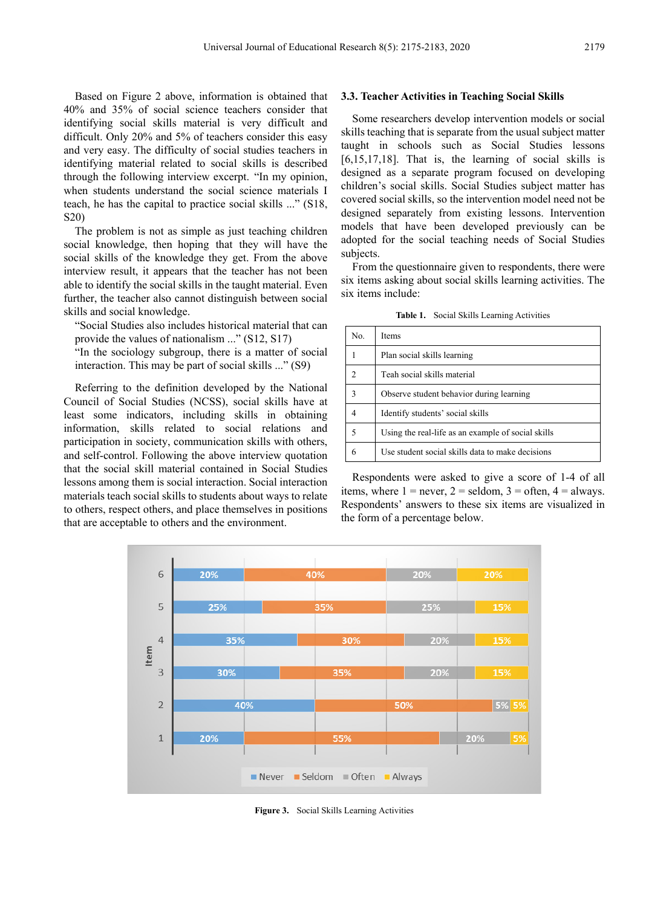Based on Figure 2 above, information is obtained that 40% and 35% of social science teachers consider that identifying social skills material is very difficult and difficult. Only 20% and 5% of teachers consider this easy and very easy. The difficulty of social studies teachers in identifying material related to social skills is described through the following interview excerpt. "In my opinion, when students understand the social science materials I teach, he has the capital to practice social skills ..." (S18, S20)

The problem is not as simple as just teaching children social knowledge, then hoping that they will have the social skills of the knowledge they get. From the above interview result, it appears that the teacher has not been able to identify the social skills in the taught material. Even further, the teacher also cannot distinguish between social skills and social knowledge.

"Social Studies also includes historical material that can provide the values of nationalism ..." (S12, S17)
"In the sociology subgroup, there is a matter of social interaction. This may be part of social skills ..." (S9)

Referring to the definition developed by the National Council of Social Studies (NCSS), social skills have at least some indicators, including skills in obtaining information, skills related to social relations and participation in society, communication skills with others, and self-control. Following the above interview quotation that the social skill material contained in Social Studies lessons among them is social interaction. Social interaction materials teach social skills to students about ways to relate to others, respect others, and place themselves in positions that are acceptable to others and the environment.

### 3.3. Teacher Activities in Teaching Social Skills

Some researchers develop intervention models or social skills teaching that is separate from the usual subject matter taught in schools such as Social Studies lessons [6,15,17,18]. That is, the learning of social skills is designed as a separate program focused on developing children's social skills. Social Studies subject matter has covered social skills, so the intervention model need not be designed separately from existing lessons. Intervention models that have been developed previously can be adopted for the social teaching needs of Social Studies subjects.

From the questionnaire given to respondents, there were six items asking about social skills learning activities. The six items include:

**Table 1.** Social Skills Learning Activities

| No. | Items |
|---|---|
| 1 | Plan social skills learning |
| 2 | Teah social skills material |
| 3 | Observe student behavior during learning |
| 4 | Identify students' social skills |
| 5 | Using the real-life as an example of social skills |
| 6 | Use student social skills data to make decisions |

Respondents were asked to give a score of 1-4 of all items, where 1 = never, 2 = seldom, 3 = often, 4 = always. Respondents' answers to these six items are visualized in the form of a percentage below.

| Item | Never | Seldom | Often | Always |
|---|---|---|---|---|
| 6 | 20% | 40% | 20% | 20% |
| 5 | 25% | 35% | 25% | 15% |
| 4 | 35% | 30% | 20% | 15% |
| 3 | 30% | 35% | 20% | 15% |
| 2 | 40% | 50% | 5% | 5% |
| 1 | 20% | 55% | 20% | 5% |

**Figure 3.** Social Skills Learning Activities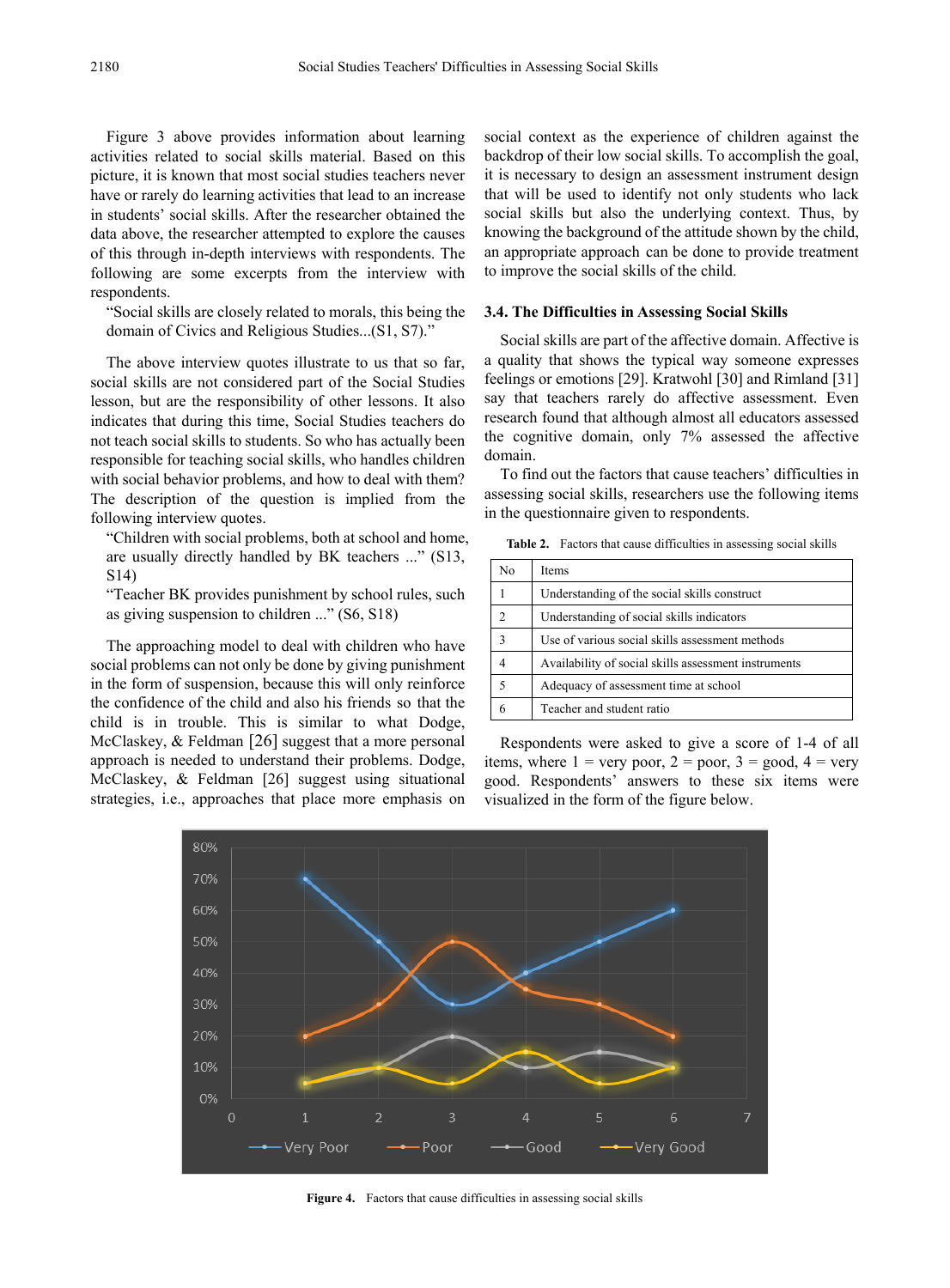Figure 3 above provides information about learning activities related to social skills material. Based on this picture, it is known that most social studies teachers never have or rarely do learning activities that lead to an increase in students' social skills. After the researcher obtained the data above, the researcher attempted to explore the causes of this through in-depth interviews with respondents. The following are some excerpts from the interview with respondents.

"Social skills are closely related to morals, this being the domain of Civics and Religious Studies...(S1, S7)."

The above interview quotes illustrate to us that so far, social skills are not considered part of the Social Studies lesson, but are the responsibility of other lessons. It also indicates that during this time, Social Studies teachers do not teach social skills to students. So who has actually been responsible for teaching social skills, who handles children with social behavior problems, and how to deal with them? The description of the question is implied from the following interview quotes.

"Children with social problems, both at school and home, are usually directly handled by BK teachers ..." (S13, S14)

"Teacher BK provides punishment by school rules, such as giving suspension to children ..." (S6, S18)

The approaching model to deal with children who have social problems can not only be done by giving punishment in the form of suspension, because this will only reinforce the confidence of the child and also his friends so that the child is in trouble. This is similar to what Dodge, McClaskey, & Feldman [26] suggest that a more personal approach is needed to understand their problems. Dodge, McClaskey, & Feldman [26] suggest using situational strategies, i.e., approaches that place more emphasis on social context as the experience of children against the backdrop of their low social skills. To accomplish the goal, it is necessary to design an assessment instrument design that will be used to identify not only students who lack social skills but also the underlying context. Thus, by knowing the background of the attitude shown by the child, an appropriate approach can be done to provide treatment to improve the social skills of the child.

### 3.4. The Difficulties in Assessing Social Skills

Social skills are part of the affective domain. Affective is a quality that shows the typical way someone expresses feelings or emotions [29]. Kratwohl [30] and Rimland [31] say that teachers rarely do affective assessment. Even research found that although almost all educators assessed the cognitive domain, only 7% assessed the affective domain.

To find out the factors that cause teachers' difficulties in assessing social skills, researchers use the following items in the questionnaire given to respondents.

**Table 2.** Factors that cause difficulties in assessing social skills

| No | Items |
|---|---|
| 1 | Understanding of the social skills construct |
| 2 | Understanding of social skills indicators |
| 3 | Use of various social skills assessment methods |
| 4 | Availability of social skills assessment instruments |
| 5 | Adequacy of assessment time at school |
| 6 | Teacher and student ratio |

Respondents were asked to give a score of 1-4 of all items, where 1 = very poor, 2 = poor, 3 = good, 4 = very good. Respondents' answers to these six items were visualized in the form of the figure below.

**Figure 4.** Factors that cause difficulties in assessing social skills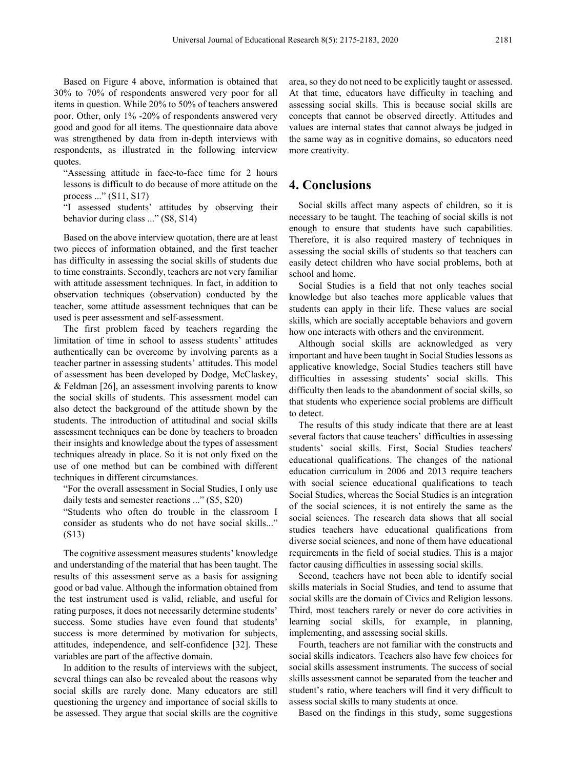Based on Figure 4 above, information is obtained that 30% to 70% of respondents answered very poor for all items in question. While 20% to 50% of teachers answered poor. Other, only 1% -20% of respondents answered very good and good for all items. The questionnaire data above was strengthened by data from in-depth interviews with respondents, as illustrated in the following interview quotes.

> "Assessing attitude in face-to-face time for 2 hours lessons is difficult to do because of more attitude on the process ..." (S11, S17)
>
> "I assessed students' attitudes by observing their behavior during class ..." (S8, S14)

Based on the above interview quotation, there are at least two pieces of information obtained, and the first teacher has difficulty in assessing the social skills of students due to time constraints. Secondly, teachers are not very familiar with attitude assessment techniques. In fact, in addition to observation techniques (observation) conducted by the teacher, some attitude assessment techniques that can be used is peer assessment and self-assessment.

The first problem faced by teachers regarding the limitation of time in school to assess students' attitudes authentically can be overcome by involving parents as a teacher partner in assessing students' attitudes. This model of assessment has been developed by Dodge, McClaskey, & Feldman [26], an assessment involving parents to know the social skills of students. This assessment model can also detect the background of the attitude shown by the students. The introduction of attitudinal and social skills assessment techniques can be done by teachers to broaden their insights and knowledge about the types of assessment techniques already in place. So it is not only fixed on the use of one method but can be combined with different techniques in different circumstances.

> "For the overall assessment in Social Studies, I only use daily tests and semester reactions ..." (S5, S20)
>
> "Students who often do trouble in the classroom I consider as students who do not have social skills..." (S13)

The cognitive assessment measures students' knowledge and understanding of the material that has been taught. The results of this assessment serve as a basis for assigning good or bad value. Although the information obtained from the test instrument used is valid, reliable, and useful for rating purposes, it does not necessarily determine students' success. Some studies have even found that students' success is more determined by motivation for subjects, attitudes, independence, and self-confidence [32]. These variables are part of the affective domain.

In addition to the results of interviews with the subject, several things can also be revealed about the reasons why social skills are rarely done. Many educators are still questioning the urgency and importance of social skills to be assessed. They argue that social skills are the cognitive area, so they do not need to be explicitly taught or assessed. At that time, educators have difficulty in teaching and assessing social skills. This is because social skills are concepts that cannot be observed directly. Attitudes and values are internal states that cannot always be judged in the same way as in cognitive domains, so educators need more creativity.

# 4. Conclusions

Social skills affect many aspects of children, so it is necessary to be taught. The teaching of social skills is not enough to ensure that students have such capabilities. Therefore, it is also required mastery of techniques in assessing the social skills of students so that teachers can easily detect children who have social problems, both at school and home.

Social Studies is a field that not only teaches social knowledge but also teaches more applicable values that students can apply in their life. These values are social skills, which are socially acceptable behaviors and govern how one interacts with others and the environment.

Although social skills are acknowledged as very important and have been taught in Social Studies lessons as applicative knowledge, Social Studies teachers still have difficulties in assessing students' social skills. This difficulty then leads to the abandonment of social skills, so that students who experience social problems are difficult to detect.

The results of this study indicate that there are at least several factors that cause teachers' difficulties in assessing students' social skills. First, Social Studies teachers' educational qualifications. The changes of the national education curriculum in 2006 and 2013 require teachers with social science educational qualifications to teach Social Studies, whereas the Social Studies is an integration of the social sciences, it is not entirely the same as the social sciences. The research data shows that all social studies teachers have educational qualifications from diverse social sciences, and none of them have educational requirements in the field of social studies. This is a major factor causing difficulties in assessing social skills.

Second, teachers have not been able to identify social skills materials in Social Studies, and tend to assume that social skills are the domain of Civics and Religion lessons. Third, most teachers rarely or never do core activities in learning social skills, for example, in planning, implementing, and assessing social skills.

Fourth, teachers are not familiar with the constructs and social skills indicators. Teachers also have few choices for social skills assessment instruments. The success of social skills assessment cannot be separated from the teacher and student's ratio, where teachers will find it very difficult to assess social skills to many students at once.

Based on the findings in this study, some suggestions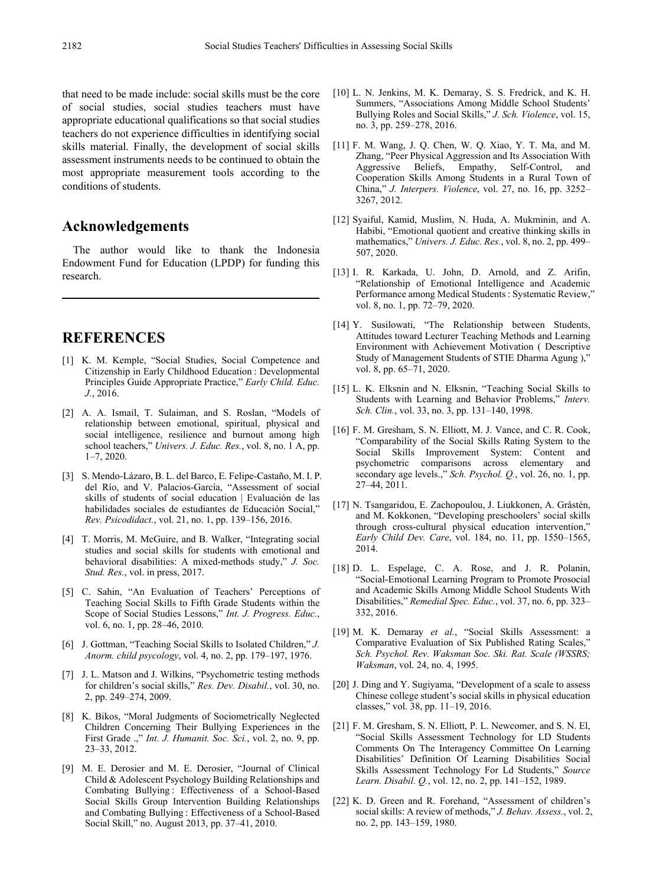that need to be made include: social skills must be the core of social studies, social studies teachers must have appropriate educational qualifications so that social studies teachers do not experience difficulties in identifying social skills material. Finally, the development of social skills assessment instruments needs to be continued to obtain the most appropriate measurement tools according to the conditions of students.

## Acknowledgements

The author would like to thank the Indonesia Endowment Fund for Education (LPDP) for funding this research.

## REFERENCES

[1] K. M. Kemple, "Social Studies, Social Competence and Citizenship in Early Childhood Education : Developmental Principles Guide Appropriate Practice," *Early Child. Educ. J.*, 2016.

[2] A. A. Ismail, T. Sulaiman, and S. Roslan, "Models of relationship between emotional, spiritual, physical and social intelligence, resilience and burnout among high school teachers," *Univers. J. Educ. Res.*, vol. 8, no. 1 A, pp. 1–7, 2020.

[3] S. Mendo-Lázaro, B. L. del Barco, E. Felipe-Castaño, M. I. P. del Río, and V. Palacios-García, "Assessment of social skills of students of social education | Evaluación de las habilidades sociales de estudiantes de Educación Social," *Rev. Psicodidact.*, vol. 21, no. 1, pp. 139–156, 2016.

[4] T. Morris, M. McGuire, and B. Walker, "Integrating social studies and social skills for students with emotional and behavioral disabilities: A mixed-methods study," *J. Soc. Stud. Res.*, vol. in press, 2017.

[5] C. Sahin, "An Evaluation of Teachers' Perceptions of Teaching Social Skills to Fifth Grade Students within the Scope of Social Studies Lessons," *Int. J. Progress. Educ.*, vol. 6, no. 1, pp. 28–46, 2010.

[6] J. Gottman, "Teaching Social Skills to Isolated Children," *J. Anorm. child psycology*, vol. 4, no. 2, pp. 179–197, 1976.

[7] J. L. Matson and J. Wilkins, "Psychometric testing methods for children's social skills," *Res. Dev. Disabil.*, vol. 30, no. 2, pp. 249–274, 2009.

[8] K. Bikos, "Moral Judgments of Sociometrically Neglected Children Concerning Their Bullying Experiences in the First Grade .," *Int. J. Humanit. Soc. Sci.*, vol. 2, no. 9, pp. 23–33, 2012.

[9] M. E. Derosier and M. E. Derosier, "Journal of Clinical Child & Adolescent Psychology Building Relationships and Combating Bullying : Effectiveness of a School-Based Social Skills Group Intervention Building Relationships and Combating Bullying : Effectiveness of a School-Based Social Skill," no. August 2013, pp. 37–41, 2010.

[10] L. N. Jenkins, M. K. Demaray, S. S. Fredrick, and K. H. Summers, "Associations Among Middle School Students' Bullying Roles and Social Skills," *J. Sch. Violence*, vol. 15, no. 3, pp. 259–278, 2016.

[11] F. M. Wang, J. Q. Chen, W. Q. Xiao, Y. T. Ma, and M. Zhang, "Peer Physical Aggression and Its Association With Aggressive Beliefs, Empathy, Self-Control, and Cooperation Skills Among Students in a Rural Town of China," *J. Interpers. Violence*, vol. 27, no. 16, pp. 3252–3267, 2012.

[12] Syaiful, Kamid, Muslim, N. Huda, A. Mukminin, and A. Habibi, "Emotional quotient and creative thinking skills in mathematics," *Univers. J. Educ. Res.*, vol. 8, no. 2, pp. 499–507, 2020.

[13] I. R. Karkada, U. John, D. Arnold, and Z. Arifin, "Relationship of Emotional Intelligence and Academic Performance among Medical Students : Systematic Review," vol. 8, no. 1, pp. 72–79, 2020.

[14] Y. Susilowati, "The Relationship between Students, Attitudes toward Lecturer Teaching Methods and Learning Environment with Achievement Motivation ( Descriptive Study of Management Students of STIE Dharma Agung )," vol. 8, pp. 65–71, 2020.

[15] L. K. Elksnin and N. Elksnin, "Teaching Social Skills to Students with Learning and Behavior Problems," *Interv. Sch. Clin.*, vol. 33, no. 3, pp. 131–140, 1998.

[16] F. M. Gresham, S. N. Elliott, M. J. Vance, and C. R. Cook, "Comparability of the Social Skills Rating System to the Social Skills Improvement System: Content and psychometric comparisons across elementary and secondary age levels.," *Sch. Psychol. Q.*, vol. 26, no. 1, pp. 27–44, 2011.

[17] N. Tsangaridou, E. Zachopoulou, J. Liukkonen, A. Gråstén, and M. Kokkonen, "Developing preschoolers' social skills through cross-cultural physical education intervention," *Early Child Dev. Care*, vol. 184, no. 11, pp. 1550–1565, 2014.

[18] D. L. Espelage, C. A. Rose, and J. R. Polanin, "Social-Emotional Learning Program to Promote Prosocial and Academic Skills Among Middle School Students With Disabilities," *Remedial Spec. Educ.*, vol. 37, no. 6, pp. 323–332, 2016.

[19] M. K. Demaray *et al.*, "Social Skills Assessment: a Comparative Evaluation of Six Published Rating Scales," *Sch. Psychol. Rev. Waksman Soc. Ski. Rat. Scale (WSSRS; Waksman*, vol. 24, no. 4, 1995.

[20] J. Ding and Y. Sugiyama, "Development of a scale to assess Chinese college student's social skills in physical education classes," vol. 38, pp. 11–19, 2016.

[21] F. M. Gresham, S. N. Elliott, P. L. Newcomer, and S. N. El, "Social Skills Assessment Technology for LD Students Comments On The Interagency Committee On Learning Disabilities' Definition Of Learning Disabilities Social Skills Assessment Technology For Ld Students," *Source Learn. Disabil. Q.*, vol. 12, no. 2, pp. 141–152, 1989.

[22] K. D. Green and R. Forehand, "Assessment of children's social skills: A review of methods," *J. Behav. Assess.*, vol. 2, no. 2, pp. 143–159, 1980.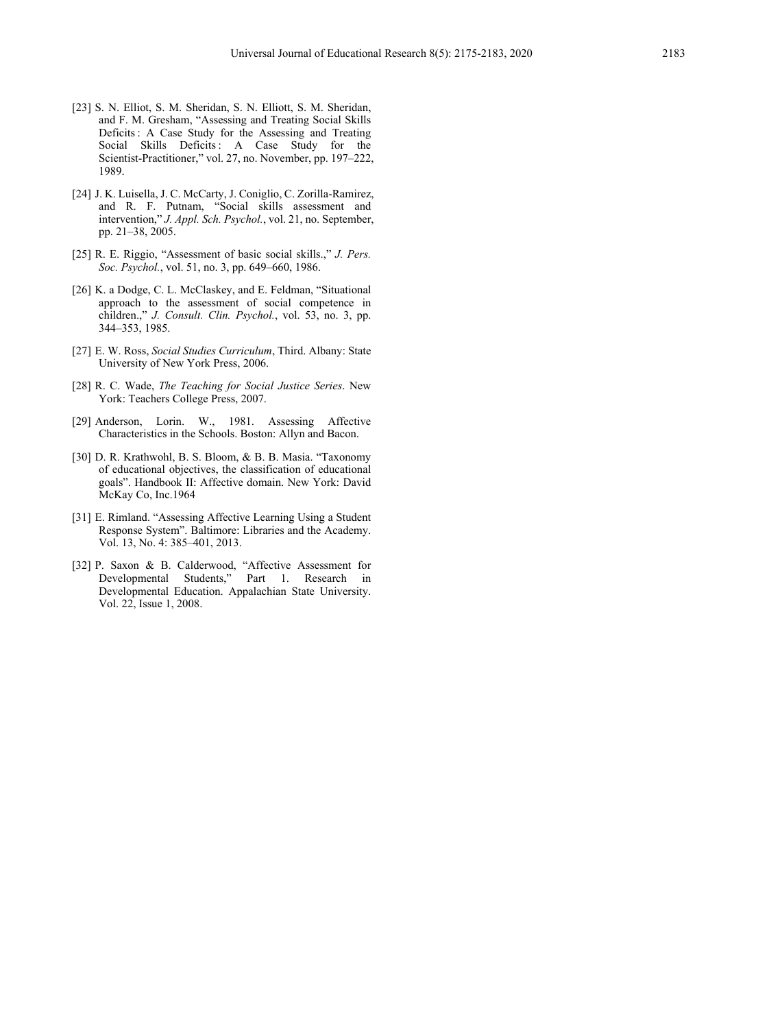[23] S. N. Elliot, S. M. Sheridan, S. N. Elliott, S. M. Sheridan, and F. M. Gresham, "Assessing and Treating Social Skills Deficits : A Case Study for the Assessing and Treating Social Skills Deficits : A Case Study for the Scientist-Practitioner," vol. 27, no. November, pp. 197–222, 1989.

[24] J. K. Luisella, J. C. McCarty, J. Coniglio, C. Zorilla-Ramirez, and R. F. Putnam, "Social skills assessment and intervention," *J. Appl. Sch. Psychol.*, vol. 21, no. September, pp. 21–38, 2005.

[25] R. E. Riggio, "Assessment of basic social skills.," *J. Pers. Soc. Psychol.*, vol. 51, no. 3, pp. 649–660, 1986.

[26] K. a Dodge, C. L. McClaskey, and E. Feldman, "Situational approach to the assessment of social competence in children.," *J. Consult. Clin. Psychol.*, vol. 53, no. 3, pp. 344–353, 1985.

[27] E. W. Ross, *Social Studies Curriculum*, Third. Albany: State University of New York Press, 2006.

[28] R. C. Wade, *The Teaching for Social Justice Series*. New York: Teachers College Press, 2007.

[29] Anderson, Lorin. W., 1981. Assessing Affective Characteristics in the Schools. Boston: Allyn and Bacon.

[30] D. R. Krathwohl, B. S. Bloom, & B. B. Masia. "Taxonomy of educational objectives, the classification of educational goals". Handbook II: Affective domain. New York: David McKay Co, Inc.1964

[31] E. Rimland. "Assessing Affective Learning Using a Student Response System". Baltimore: Libraries and the Academy. Vol. 13, No. 4: 385–401, 2013.

[32] P. Saxon & B. Calderwood, "Affective Assessment for Developmental Students," Part 1. Research in Developmental Education. Appalachian State University. Vol. 22, Issue 1, 2008.